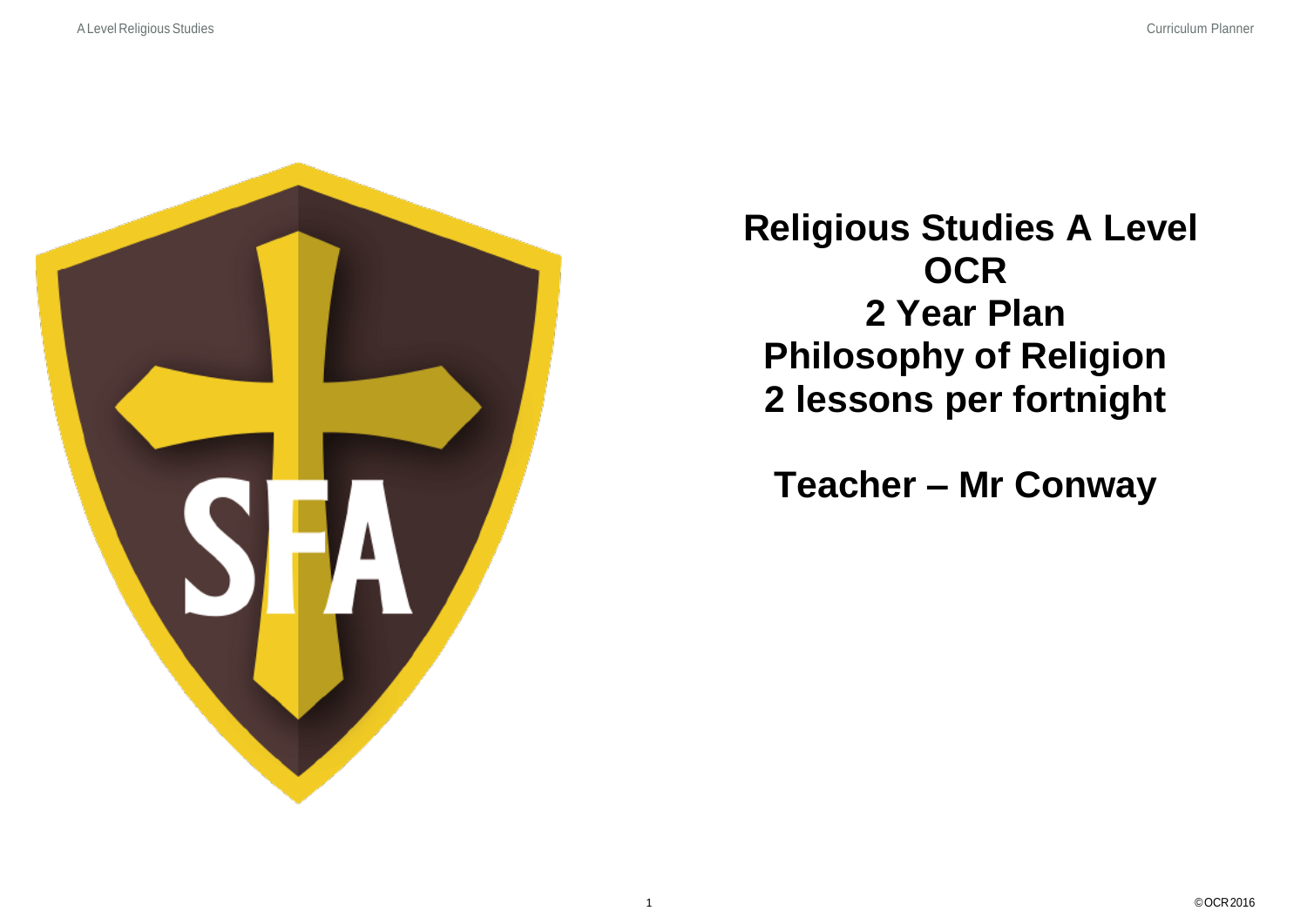# Religious Studies A Level
# OCR
# 2 Year Plan
# Philosophy of Religion
# 2 lessons per fortnight

## Teacher – Mr Conway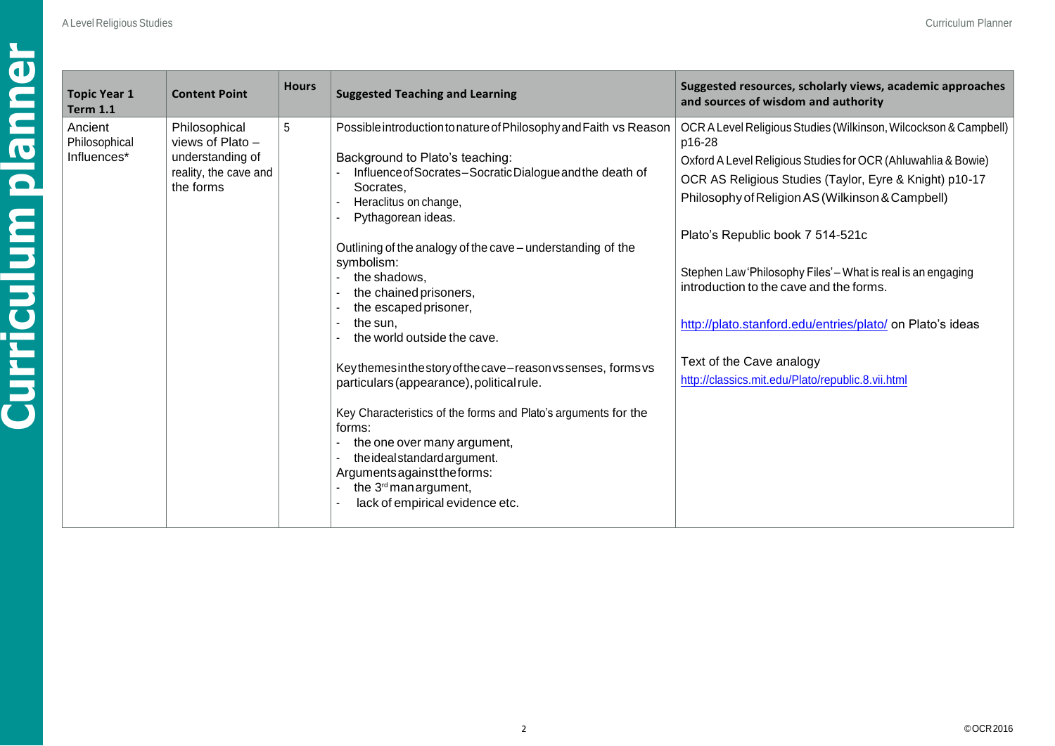| Topic Year 1 Term 1.1 | Content Point | Hours | Suggested Teaching and Learning | Suggested resources, scholarly views, academic approaches and sources of wisdom and authority |
|---|---|---|---|---|
| Ancient Philosophical Influences* | Philosophical views of Plato – understanding of reality, the cave and the forms | 5 | Possible introduction to nature of Philosophy and Faith vs Reason<br><br>Background to Plato's teaching:<br>- Influence of Socrates – Socratic Dialogue and the death of Socrates,<br>- Heraclitus on change,<br>- Pythagorean ideas.<br><br>Outlining of the analogy of the cave – understanding of the symbolism:<br>- the shadows,<br>- the chained prisoners,<br>- the escaped prisoner,<br>- the sun,<br>- the world outside the cave.<br><br>Key themes in the story of the cave – reason vs senses, forms vs particulars (appearance), political rule.<br><br>Key Characteristics of the forms and Plato's arguments for the forms:<br>- the one over many argument,<br>- the ideal standard argument.<br>Arguments against the forms:<br>- the 3rd man argument,<br>- lack of empirical evidence etc. | OCR A Level Religious Studies (Wilkinson, Wilcockson & Campbell) p16-28<br>Oxford A Level Religious Studies for OCR (Ahluwahlia & Bowie)<br>OCR AS Religious Studies (Taylor, Eyre & Knight) p10-17<br>Philosophy of Religion AS (Wilkinson & Campbell)<br><br>Plato's Republic book 7 514-521c<br><br>Stephen Law 'Philosophy Files' – What is real is an engaging introduction to the cave and the forms.<br><br>http://plato.stanford.edu/entries/plato/ on Plato's ideas<br><br>Text of the Cave analogy<br>http://classics.mit.edu/Plato/republic.8.vii.html |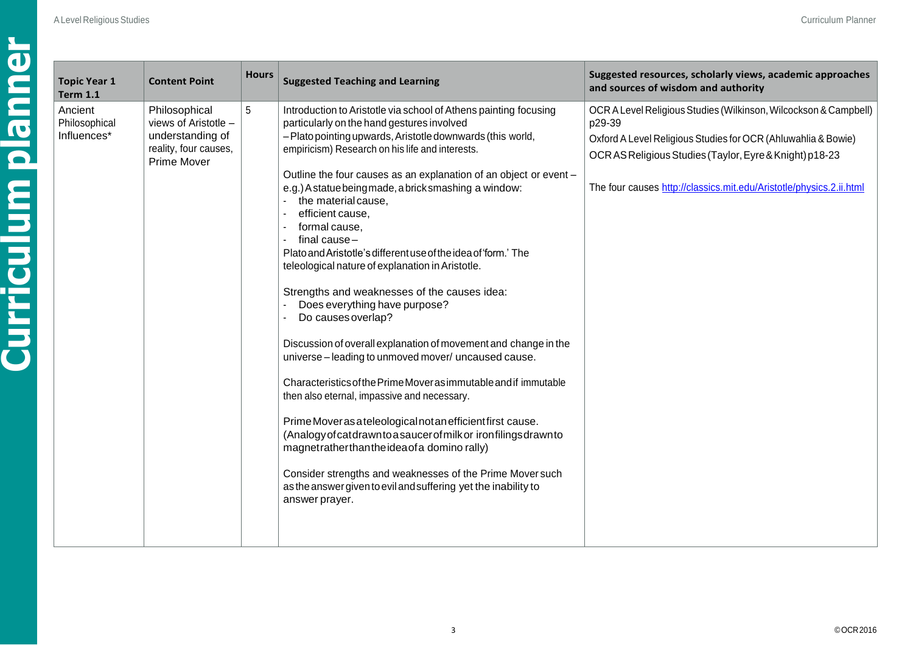| Topic Year 1 Term 1.1 | Content Point | Hours | Suggested Teaching and Learning | Suggested resources, scholarly views, academic approaches and sources of wisdom and authority |
|---|---|---|---|---|
| Ancient Philosophical Influences* | Philosophical views of Aristotle – understanding of reality, four causes, Prime Mover | 5 | Introduction to Aristotle via school of Athens painting focusing particularly on the hand gestures involved<br>– Plato pointing upwards, Aristotle downwards (this world, empiricism) Research on his life and interests.<br><br>Outline the four causes as an explanation of an object or event – e.g.) A statue being made, a brick smashing a window:<br>- the material cause,<br>- efficient cause,<br>- formal cause,<br>- final cause –<br>Plato and Aristotle's different use of the idea of 'form.' The teleological nature of explanation in Aristotle.<br><br>Strengths and weaknesses of the causes idea:<br>- Does everything have purpose?<br>- Do causes overlap?<br><br>Discussion of overall explanation of movement and change in the universe – leading to unmoved mover/ uncaused cause.<br><br>Characteristics of the Prime Mover as immutable and if immutable then also eternal, impassive and necessary.<br><br>Prime Mover as a teleological not an efficient first cause. (Analogy of cat drawn to a saucer of milk or iron filings drawn to magnet rather than the idea of a domino rally)<br><br>Consider strengths and weaknesses of the Prime Mover such as the answer given to evil and suffering yet the inability to answer prayer. | OCR A Level Religious Studies (Wilkinson, Wilcockson & Campbell) p29-39<br><br>Oxford A Level Religious Studies for OCR (Ahluwahlia & Bowie)<br><br>OCR AS Religious Studies (Taylor, Eyre & Knight) p18-23<br><br>The four causes http://classics.mit.edu/Aristotle/physics.2.ii.html |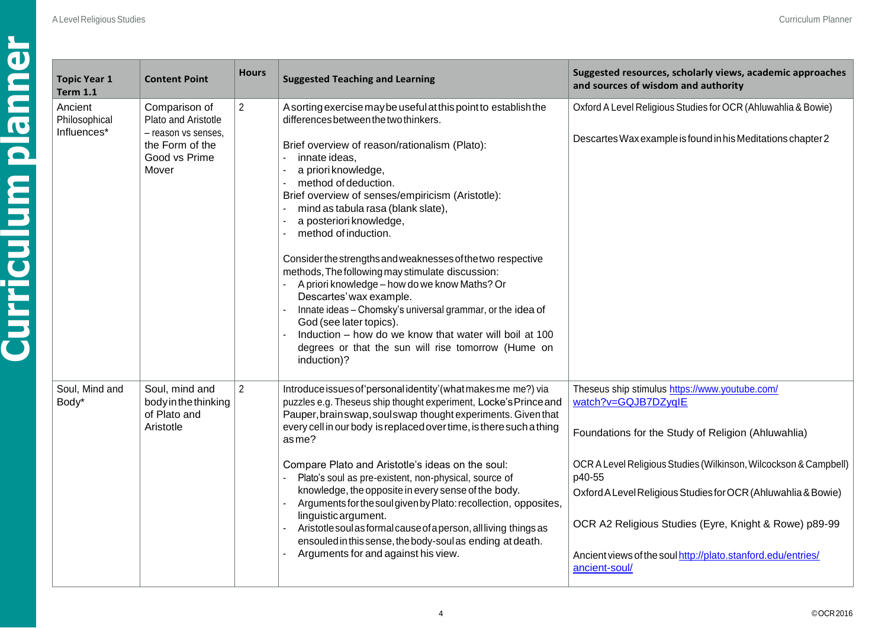| Topic Year 1 Term 1.1 | Content Point | Hours | Suggested Teaching and Learning | Suggested resources, scholarly views, academic approaches and sources of wisdom and authority |
|---|---|---|---|---|
| Ancient Philosophical Influences* | Comparison of Plato and Aristotle – reason vs senses, the Form of the Good vs Prime Mover | 2 | A sorting exercise may be useful at this point to establish the differences between the two thinkers.<br><br>Brief overview of reason/rationalism (Plato):<br>- innate ideas,<br>- a priori knowledge,<br>- method of deduction.<br>Brief overview of senses/empiricism (Aristotle):<br>- mind as tabula rasa (blank slate),<br>- a posteriori knowledge,<br>- method of induction.<br><br>Consider the strengths and weaknesses of the two respective methods, The following may stimulate discussion:<br>- A priori knowledge – how do we know Maths? Or Descartes' wax example.<br>- Innate ideas – Chomsky's universal grammar, or the idea of God (see later topics).<br>- Induction – how do we know that water will boil at 100 degrees or that the sun will rise tomorrow (Hume on induction)? | Oxford A Level Religious Studies for OCR (Ahluwahlia & Bowie)<br><br>Descartes Wax example is found in his Meditations chapter 2 |
| Soul, Mind and Body* | Soul, mind and body in the thinking of Plato and Aristotle | 2 | Introduce issues of 'personal identity' (what makes me me?) via puzzles e.g. Theseus ship thought experiment, Locke's Prince and Pauper, brain swap, soul swap thought experiments. Given that every cell in our body is replaced over time, is there such a thing as me?<br><br>Compare Plato and Aristotle's ideas on the soul:<br>- Plato's soul as pre-existent, non-physical, source of knowledge, the opposite in every sense of the body.<br>- Arguments for the soul given by Plato: recollection, opposites, linguistic argument.<br>- Aristotle soul as formal cause of a person, all living things as ensouled in this sense, the body-soul as ending at death.<br>- Arguments for and against his view. | Theseus ship stimulus [https://www.youtube.com/watch?v=GQJB7DZyqIE](https://www.youtube.com/watch?v=GQJB7DZyqIE)<br><br>Foundations for the Study of Religion (Ahluwahlia)<br><br>OCR A Level Religious Studies (Wilkinson, Wilcockson & Campbell) p40-55<br>Oxford A Level Religious Studies for OCR (Ahluwahlia & Bowie)<br><br>OCR A2 Religious Studies (Eyre, Knight & Rowe) p89-99<br><br>Ancient views of the soul [http://plato.stanford.edu/entries/ancient-soul/](http://plato.stanford.edu/entries/ancient-soul/) |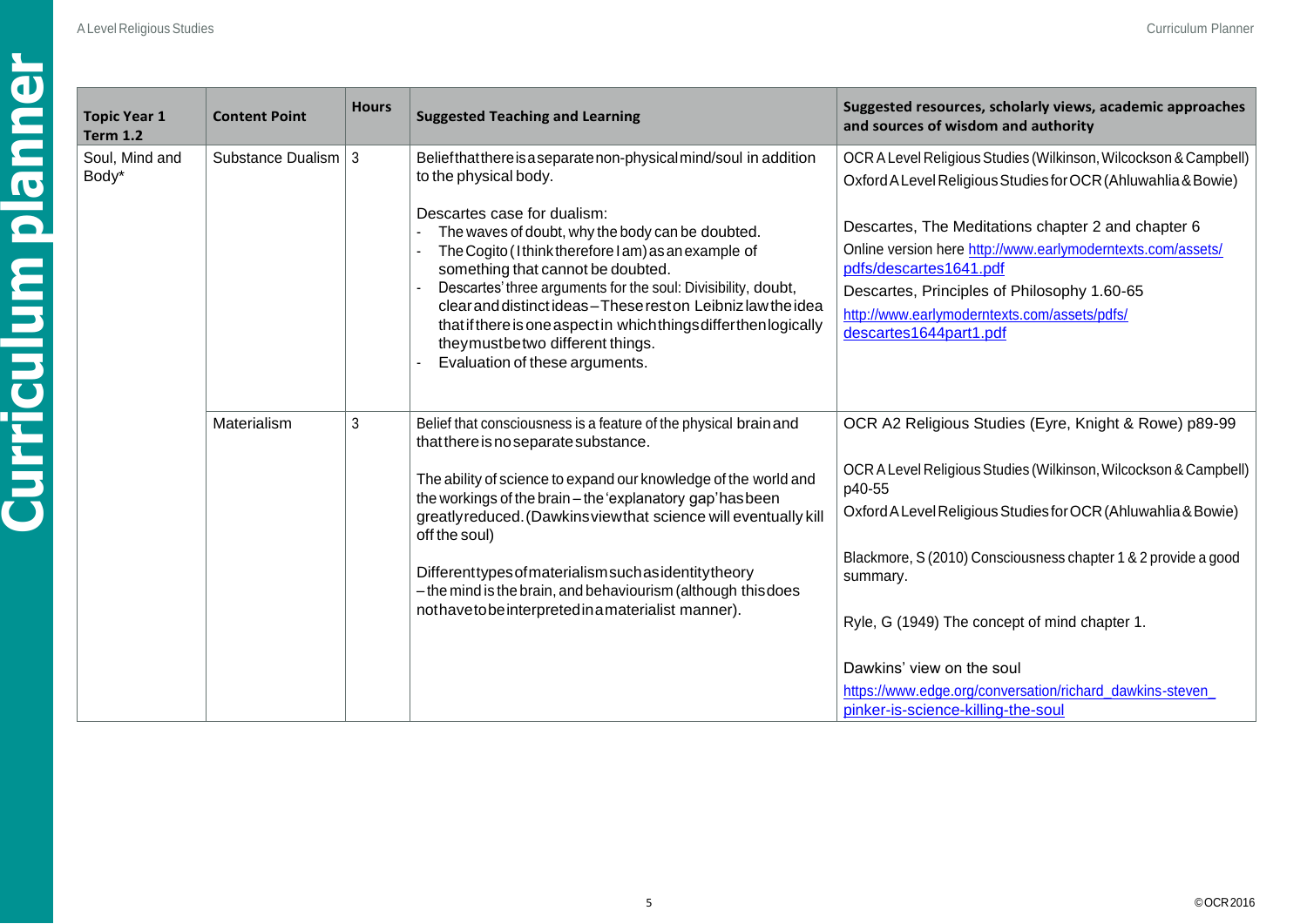| Topic Year 1 Term 1.2 | Content Point | Hours | Suggested Teaching and Learning | Suggested resources, scholarly views, academic approaches and sources of wisdom and authority |
|---|---|---|---|---|
| Soul, Mind and Body* | Substance Dualism | 3 | Belief that there is a separate non-physical mind/soul in addition to the physical body.<br><br>Descartes case for dualism:<br>- The waves of doubt, why the body can be doubted.<br>- The Cogito (I think therefore I am) as an example of something that cannot be doubted.<br>- Descartes' three arguments for the soul: Divisibility, doubt, clear and distinct ideas – These rest on Leibniz law the idea that if there is one aspect in which things differ then logically they must be two different things.<br>- Evaluation of these arguments. | OCR A Level Religious Studies (Wilkinson, Wilcockson & Campbell)<br>Oxford A Level Religious Studies for OCR (Ahluwahlia & Bowie)<br><br>Descartes, The Meditations chapter 2 and chapter 6<br>Online version here http://www.earlymoderntexts.com/assets/pdfs/descartes1641.pdf<br>Descartes, Principles of Philosophy 1.60-65<br>http://www.earlymoderntexts.com/assets/pdfs/descartes1644part1.pdf |
| | Materialism | 3 | Belief that consciousness is a feature of the physical brain and that there is no separate substance.<br><br>The ability of science to expand our knowledge of the world and the workings of the brain – the 'explanatory gap' has been greatly reduced. (Dawkins view that science will eventually kill off the soul)<br><br>Different types of materialism such as identity theory – the mind is the brain, and behaviourism (although this does not have to be interpreted in a materialist manner). | OCR A2 Religious Studies (Eyre, Knight & Rowe) p89-99<br><br>OCR A Level Religious Studies (Wilkinson, Wilcockson & Campbell) p40-55<br>Oxford A Level Religious Studies for OCR (Ahluwahlia & Bowie)<br><br>Blackmore, S (2010) Consciousness chapter 1 & 2 provide a good summary.<br><br>Ryle, G (1949) The concept of mind chapter 1.<br><br>Dawkins' view on the soul<br>https://www.edge.org/conversation/richard_dawkins-steven_pinker-is-science-killing-the-soul |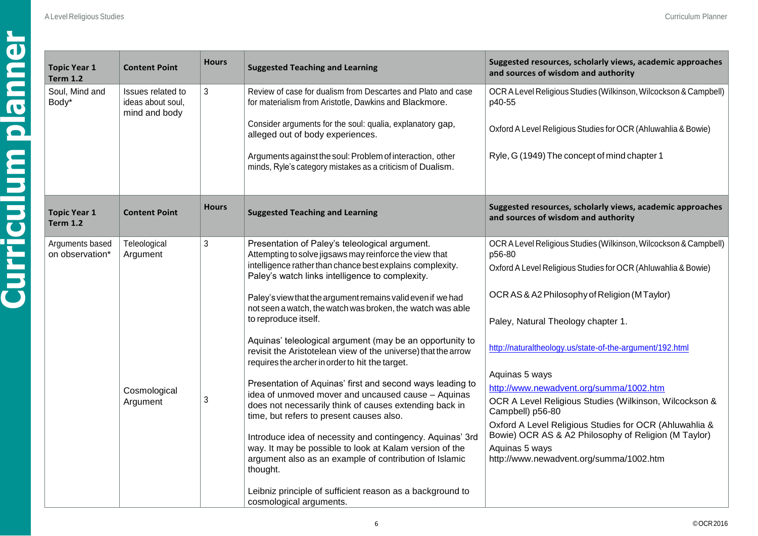| Topic Year 1 Term 1.2 | Content Point | Hours | Suggested Teaching and Learning | Suggested resources, scholarly views, academic approaches and sources of wisdom and authority |
|---|---|---|---|---|
| Soul, Mind and Body* | Issues related to ideas about soul, mind and body | 3 | Review of case for dualism from Descartes and Plato and case for materialism from Aristotle, Dawkins and Blackmore.<br><br>Consider arguments for the soul: qualia, explanatory gap, alleged out of body experiences.<br><br>Arguments against the soul: Problem of interaction, other minds, Ryle's category mistakes as a criticism of Dualism. | OCR A Level Religious Studies (Wilkinson, Wilcockson & Campbell) p40-55<br><br>Oxford A Level Religious Studies for OCR (Ahluwahlia & Bowie)<br><br>Ryle, G (1949) The concept of mind chapter 1 |

| Topic Year 1 Term 1.2 | Content Point | Hours | Suggested Teaching and Learning | Suggested resources, scholarly views, academic approaches and sources of wisdom and authority |
|---|---|---|---|---|
| Arguments based on observation* | Teleological Argument | 3 | Presentation of Paley's teleological argument. Attempting to solve jigsaws may reinforce the view that intelligence rather than chance best explains complexity. Paley's watch links intelligence to complexity.<br><br>Paley's view that the argument remains valid even if we had not seen a watch, the watch was broken, the watch was able to reproduce itself.<br><br>Aquinas' teleological argument (may be an opportunity to revisit the Aristotelean view of the universe) that the arrow requires the archer in order to hit the target. | OCR A Level Religious Studies (Wilkinson, Wilcockson & Campbell) p56-80<br><br>Oxford A Level Religious Studies for OCR (Ahluwahlia & Bowie)<br><br>OCR AS & A2 Philosophy of Religion (M Taylor)<br><br>Paley, Natural Theology chapter 1.<br><br>http://naturaltheology.us/state-of-the-argument/192.html<br><br>Aquinas 5 ways<br>http://www.newadvent.org/summa/1002.htm |
| | Cosmological Argument | 3 | Presentation of Aquinas' first and second ways leading to idea of unmoved mover and uncaused cause – Aquinas does not necessarily think of causes extending back in time, but refers to present causes also.<br><br>Introduce idea of necessity and contingency. Aquinas' 3rd way. It may be possible to look at Kalam version of the argument also as an example of contribution of Islamic thought.<br><br>Leibniz principle of sufficient reason as a background to cosmological arguments. | OCR A Level Religious Studies (Wilkinson, Wilcockson & Campbell) p56-80<br><br>Oxford A Level Religious Studies for OCR (Ahluwahlia & Bowie) OCR AS & A2 Philosophy of Religion (M Taylor)<br><br>Aquinas 5 ways<br>http://www.newadvent.org/summa/1002.htm |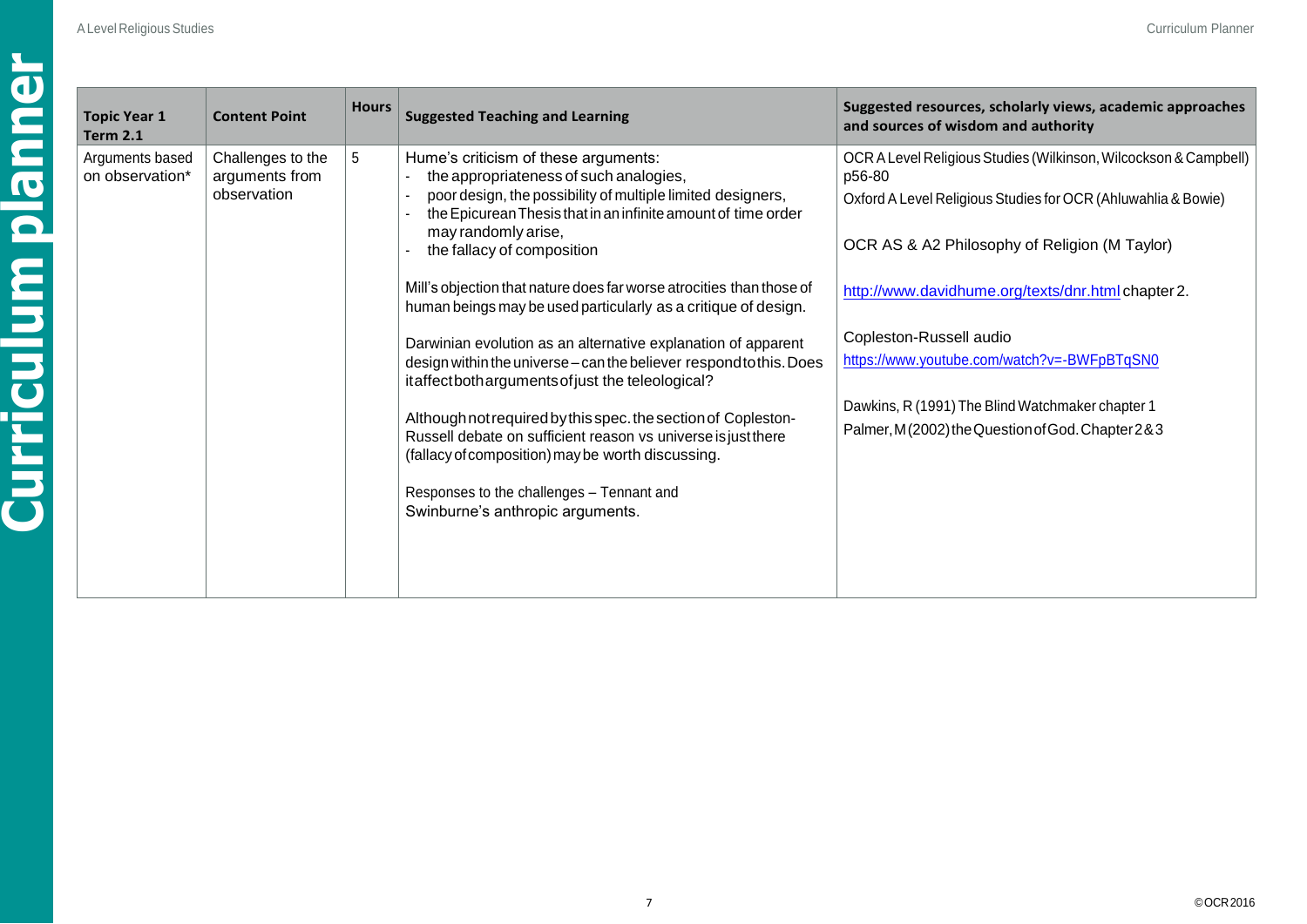| Topic Year 1 Term 2.1 | Content Point | Hours | Suggested Teaching and Learning | Suggested resources, scholarly views, academic approaches and sources of wisdom and authority |
|---|---|---|---|---|
| Arguments based on observation* | Challenges to the arguments from observation | 5 | Hume's criticism of these arguments:<br>- the appropriateness of such analogies,<br>- poor design, the possibility of multiple limited designers,<br>- the Epicurean Thesis that in an infinite amount of time order may randomly arise,<br>- the fallacy of composition<br><br>Mill's objection that nature does far worse atrocities than those of human beings may be used particularly as a critique of design.<br><br>Darwinian evolution as an alternative explanation of apparent design within the universe – can the believer respond to this. Does it affect both arguments of just the teleological?<br><br>Although not required by this spec. the section of Copleston-Russell debate on sufficient reason vs universe is just there (fallacy of composition) may be worth discussing.<br><br>Responses to the challenges – Tennant and Swinburne's anthropic arguments. | OCR A Level Religious Studies (Wilkinson, Wilcockson & Campbell) p56-80<br><br>Oxford A Level Religious Studies for OCR (Ahluwahlia & Bowie)<br><br>OCR AS & A2 Philosophy of Religion (M Taylor)<br><br>http://www.davidhume.org/texts/dnr.html chapter 2.<br><br>Copleston-Russell audio<br>https://www.youtube.com/watch?v=-BWFpBTqSN0<br><br>Dawkins, R (1991) The Blind Watchmaker chapter 1<br><br>Palmer, M (2002) the Question of God. Chapter 2 & 3 |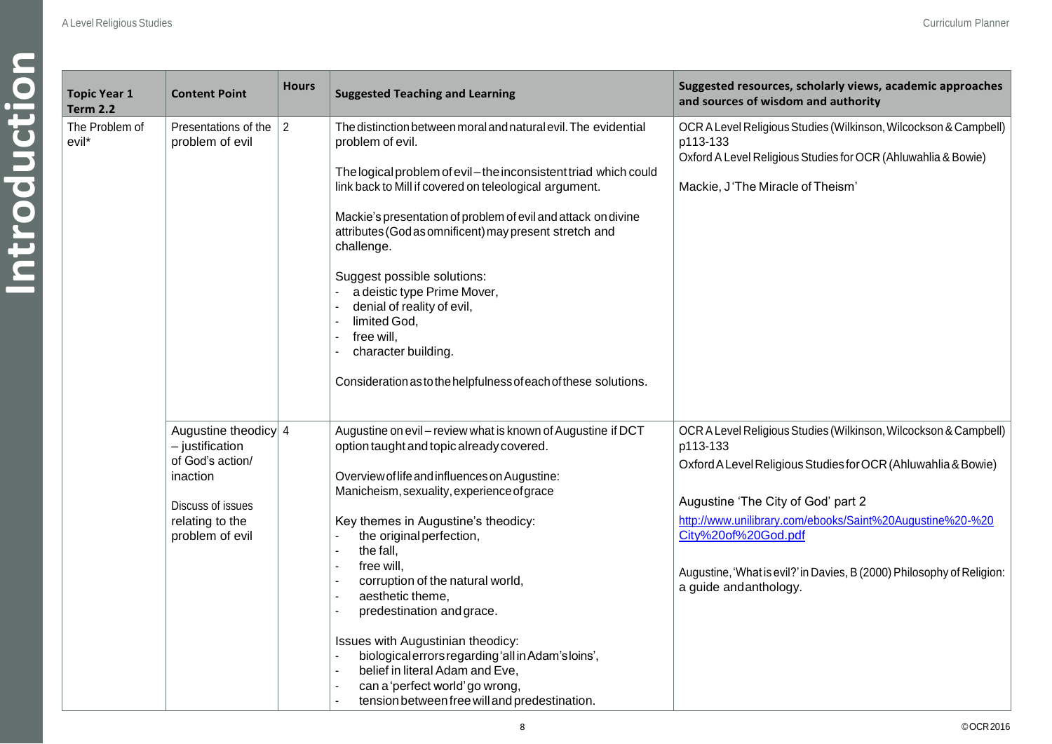| Topic Year 1 Term 2.2 | Content Point | Hours | Suggested Teaching and Learning | Suggested resources, scholarly views, academic approaches and sources of wisdom and authority |
|---|---|---|---|---|
| The Problem of evil* | Presentations of the problem of evil | 2 | The distinction between moral and natural evil. The evidential problem of evil.<br><br>The logical problem of evil – the inconsistent triad which could link back to Mill if covered on teleological argument.<br><br>Mackie's presentation of problem of evil and attack on divine attributes (God as omnificent) may present stretch and challenge.<br><br>Suggest possible solutions:<br>- a deistic type Prime Mover,<br>- denial of reality of evil,<br>- limited God,<br>- free will,<br>- character building.<br><br>Consideration as to the helpfulness of each of these solutions. | OCR A Level Religious Studies (Wilkinson, Wilcockson & Campbell) p113-133<br>Oxford A Level Religious Studies for OCR (Ahluwahlia & Bowie)<br><br>Mackie, J 'The Miracle of Theism' |
| | Augustine theodicy – justification of God's action/ inaction<br><br>Discuss of issues relating to the problem of evil | 4 | Augustine on evil – review what is known of Augustine if DCT option taught and topic already covered.<br><br>Overview of life and influences on Augustine: Manicheism, sexuality, experience of grace<br><br>Key themes in Augustine's theodicy:<br>- the original perfection,<br>- the fall,<br>- free will,<br>- corruption of the natural world,<br>- aesthetic theme,<br>- predestination and grace.<br><br>Issues with Augustinian theodicy:<br>- biological errors regarding 'all in Adam's loins',<br>- belief in literal Adam and Eve,<br>- can a 'perfect world' go wrong,<br>- tension between free will and predestination. | OCR A Level Religious Studies (Wilkinson, Wilcockson & Campbell) p113-133<br>Oxford A Level Religious Studies for OCR (Ahluwahlia & Bowie)<br><br>Augustine 'The City of God' part 2<br>http://www.unilibrary.com/ebooks/Saint%20Augustine%20-%20City%20of%20God.pdf<br><br>Augustine, 'What is evil?' in Davies, B (2000) Philosophy of Religion: a guide and anthology. |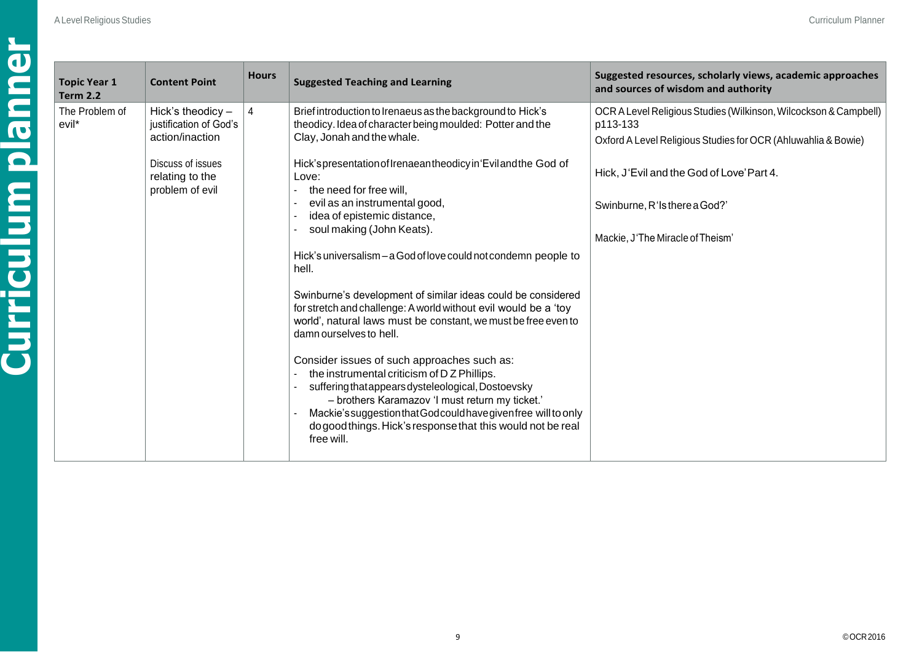| Topic Year 1 Term 2.2 | Content Point | Hours | Suggested Teaching and Learning | Suggested resources, scholarly views, academic approaches and sources of wisdom and authority |
|---|---|---|---|---|
| The Problem of evil* | Hick's theodicy – justification of God's action/inaction<br><br>Discuss of issues relating to the problem of evil | 4 | Brief introduction to Irenaeus as the background to Hick's theodicy. Idea of character being moulded: Potter and the Clay, Jonah and the whale.<br><br>Hick's presentation of Irenaean theodicy in 'Evil and the God of Love:<br>- the need for free will,<br>- evil as an instrumental good,<br>- idea of epistemic distance,<br>- soul making (John Keats).<br><br>Hick's universalism – a God of love could not condemn people to hell.<br><br>Swinburne's development of similar ideas could be considered for stretch and challenge: A world without evil would be a 'toy world', natural laws must be constant, we must be free even to damn ourselves to hell.<br><br>Consider issues of such approaches such as:<br>- the instrumental criticism of D Z Phillips.<br>- suffering that appears dysteleological, Dostoevsky – brothers Karamazov 'I must return my ticket.'<br>- Mackie's suggestion that God could have given free will to only do good things. Hick's response that this would not be real free will. | OCR A Level Religious Studies (Wilkinson, Wilcockson & Campbell) p113-133<br><br>Oxford A Level Religious Studies for OCR (Ahluwahlia & Bowie)<br><br>Hick, J 'Evil and the God of Love' Part 4.<br><br>Swinburne, R 'Is there a God?'<br><br>Mackie, J 'The Miracle of Theism' |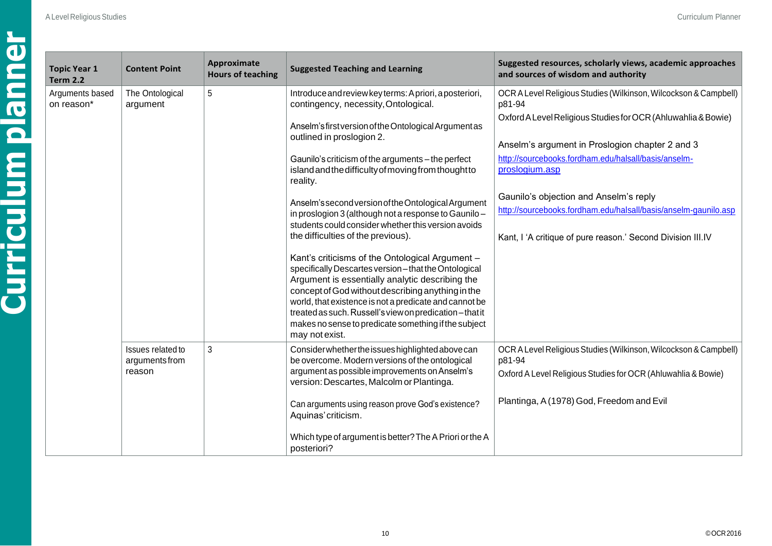| Topic Year 1 Term 2.2 | Content Point | Approximate Hours of teaching | Suggested Teaching and Learning | Suggested resources, scholarly views, academic approaches and sources of wisdom and authority |
|---|---|---|---|---|
| Arguments based on reason* | The Ontological argument | 5 | Introduce and review key terms: A priori, a posteriori, contingency, necessity, Ontological.<br><br>Anselm's first version of the Ontological Argument as outlined in proslogion 2.<br><br>Gaunilo's criticism of the arguments – the perfect island and the difficulty of moving from thought to reality.<br><br>Anselm's second version of the Ontological Argument in proslogion 3 (although not a response to Gaunilo – students could consider whether this version avoids the difficulties of the previous).<br><br>Kant's criticisms of the Ontological Argument – specifically Descartes version – that the Ontological Argument is essentially analytic describing the concept of God without describing anything in the world, that existence is not a predicate and cannot be treated as such. Russell's view on predication – that it makes no sense to predicate something if the subject may not exist. | OCR A Level Religious Studies (Wilkinson, Wilcockson & Campbell) p81-94<br><br>Oxford A Level Religious Studies for OCR (Ahluwahlia & Bowie)<br><br>Anselm's argument in Proslogion chapter 2 and 3<br>http://sourcebooks.fordham.edu/halsall/basis/anselm-proslogium.asp<br><br>Gaunilo's objection and Anselm's reply<br>http://sourcebooks.fordham.edu/halsall/basis/anselm-gaunilo.asp<br><br>Kant, I 'A critique of pure reason.' Second Division III.IV |
| | Issues related to arguments from reason | 3 | Consider whether the issues highlighted above can be overcome. Modern versions of the ontological argument as possible improvements on Anselm's version: Descartes, Malcolm or Plantinga.<br><br>Can arguments using reason prove God's existence? Aquinas' criticism.<br><br>Which type of argument is better? The A Priori or the A posteriori? | OCR A Level Religious Studies (Wilkinson, Wilcockson & Campbell) p81-94<br><br>Oxford A Level Religious Studies for OCR (Ahluwahlia & Bowie)<br><br>Plantinga, A (1978) God, Freedom and Evil |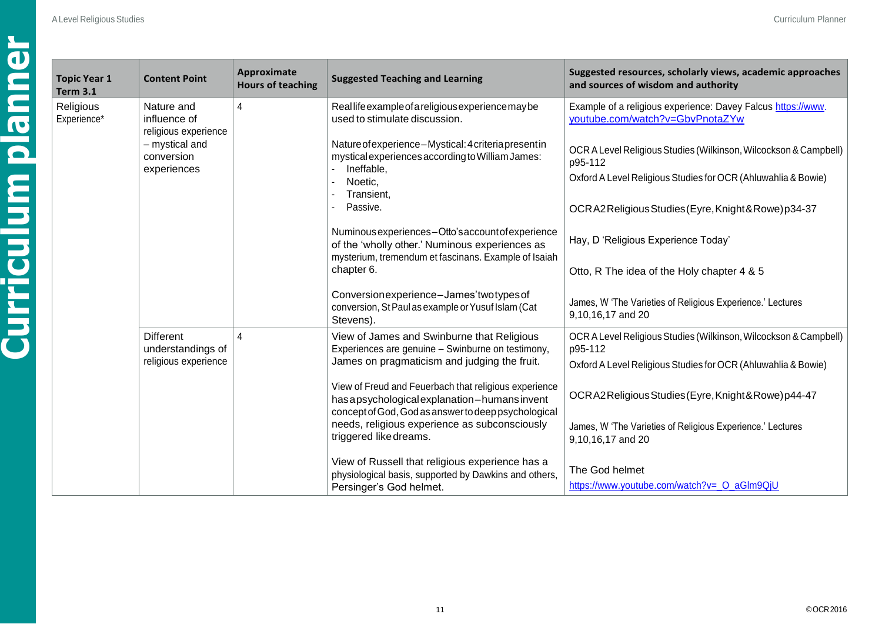| Topic Year 1 Term 3.1 | Content Point | Approximate Hours of teaching | Suggested Teaching and Learning | Suggested resources, scholarly views, academic approaches and sources of wisdom and authority |
|---|---|---|---|---|
| Religious Experience* | Nature and influence of religious experience – mystical and conversion experiences | 4 | Real life example of a religious experience may be used to stimulate discussion.<br><br>Nature of experience – Mystical: 4 criteria present in mystical experiences according to William James:<br>- Ineffable,<br>- Noetic,<br>- Transient,<br>- Passive.<br><br>Numinous experiences – Otto's account of experience of the 'wholly other.' Numinous experiences as mysterium, tremendum et fascinans. Example of Isaiah chapter 6.<br><br>Conversion experience – James' two types of conversion, St Paul as example or Yusuf Islam (Cat Stevens). | Example of a religious experience: Davey Falcus https://www.youtube.com/watch?v=GbvPnotaZYw<br><br>OCR A Level Religious Studies (Wilkinson, Wilcockson & Campbell) p95-112<br>Oxford A Level Religious Studies for OCR (Ahluwahlia & Bowie)<br><br>OCR A2 Religious Studies (Eyre, Knight & Rowe) p34-37<br><br>Hay, D 'Religious Experience Today'<br><br>Otto, R The idea of the Holy chapter 4 & 5<br><br>James, W 'The Varieties of Religious Experience.' Lectures 9,10,16,17 and 20 |
| | Different understandings of religious experience | 4 | View of James and Swinburne that Religious Experiences are genuine – Swinburne on testimony, James on pragmaticism and judging the fruit.<br><br>View of Freud and Feuerbach that religious experience has a psychological explanation – humans invent concept of God, God as answer to deep psychological needs, religious experience as subconsciously triggered like dreams.<br><br>View of Russell that religious experience has a physiological basis, supported by Dawkins and others, Persinger's God helmet. | OCR A Level Religious Studies (Wilkinson, Wilcockson & Campbell) p95-112<br>Oxford A Level Religious Studies for OCR (Ahluwahlia & Bowie)<br><br>OCR A2 Religious Studies (Eyre, Knight & Rowe) p44-47<br><br>James, W 'The Varieties of Religious Experience.' Lectures 9,10,16,17 and 20<br><br>The God helmet<br>https://www.youtube.com/watch?v=_O_aGlm9QjU |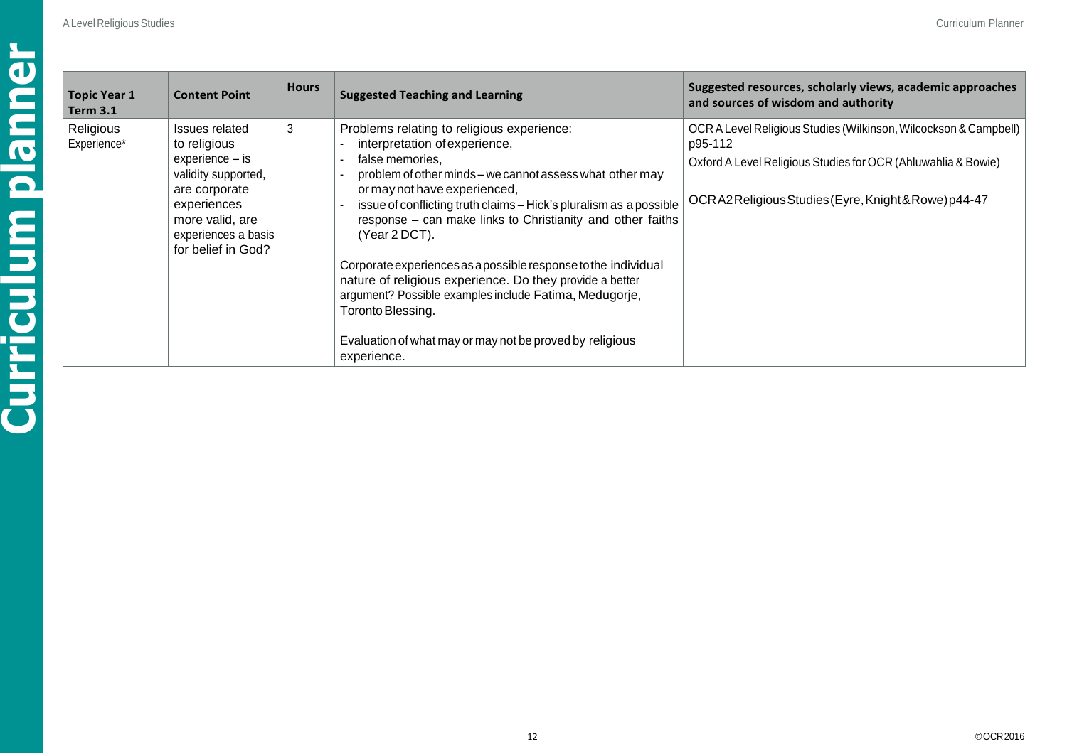| Topic Year 1 Term 3.1 | Content Point | Hours | Suggested Teaching and Learning | Suggested resources, scholarly views, academic approaches and sources of wisdom and authority |
|---|---|---|---|---|
| Religious Experience* | Issues related to religious experience – is validity supported, are corporate experiences more valid, are experiences a basis for belief in God? | 3 | Problems relating to religious experience:<br>- interpretation of experience,<br>- false memories,<br>- problem of other minds – we cannot assess what other may or may not have experienced,<br>- issue of conflicting truth claims – Hick's pluralism as a possible response – can make links to Christianity and other faiths (Year 2 DCT).<br><br>Corporate experiences as a possible response to the individual nature of religious experience. Do they provide a better argument? Possible examples include Fatima, Medugorje, Toronto Blessing.<br><br>Evaluation of what may or may not be proved by religious experience. | OCR A Level Religious Studies (Wilkinson, Wilcockson & Campbell) p95-112<br><br>Oxford A Level Religious Studies for OCR (Ahluwahlia & Bowie)<br><br>OCR A2 Religious Studies (Eyre, Knight & Rowe) p44-47 |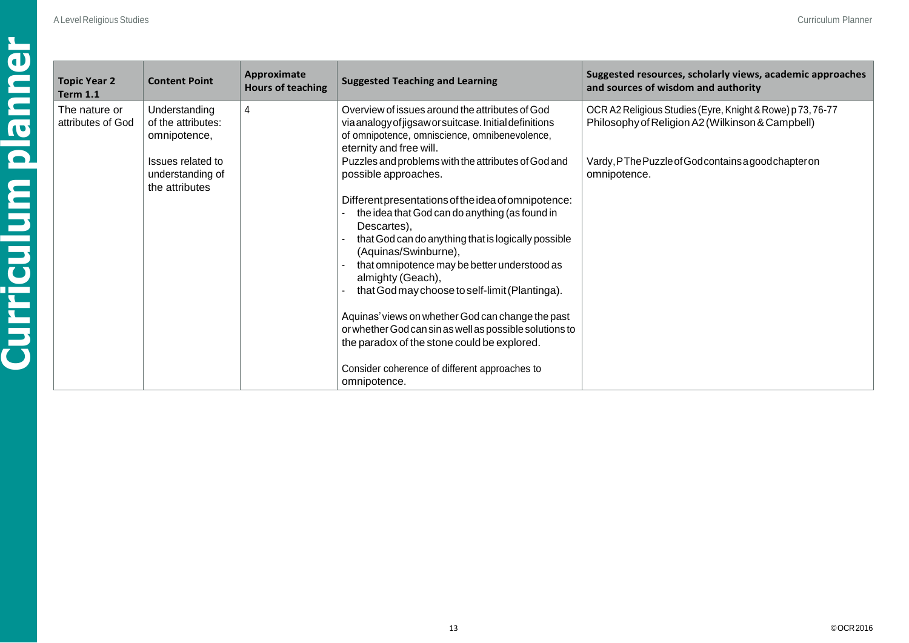| Topic Year 2 Term 1.1 | Content Point | Approximate Hours of teaching | Suggested Teaching and Learning | Suggested resources, scholarly views, academic approaches and sources of wisdom and authority |
| --- | --- | --- | --- | --- |
| The nature or attributes of God | Understanding of the attributes: omnipotence,<br><br>Issues related to understanding of the attributes | 4 | Overview of issues around the attributes of God via analogy of jigsaw or suitcase. Initial definitions of omnipotence, omniscience, omnibenevolence, eternity and free will.<br>Puzzles and problems with the attributes of God and possible approaches.<br><br>Different presentations of the idea of omnipotence:<br>- the idea that God can do anything (as found in Descartes),<br>- that God can do anything that is logically possible (Aquinas/Swinburne),<br>- that omnipotence may be better understood as almighty (Geach),<br>- that God may choose to self-limit (Plantinga).<br><br>Aquinas' views on whether God can change the past or whether God can sin as well as possible solutions to the paradox of the stone could be explored.<br><br>Consider coherence of different approaches to omnipotence. | OCR A2 Religious Studies (Eyre, Knight & Rowe) p 73, 76-77<br>Philosophy of Religion A2 (Wilkinson & Campbell)<br><br>Vardy, P The Puzzle of God contains a good chapter on omnipotence. |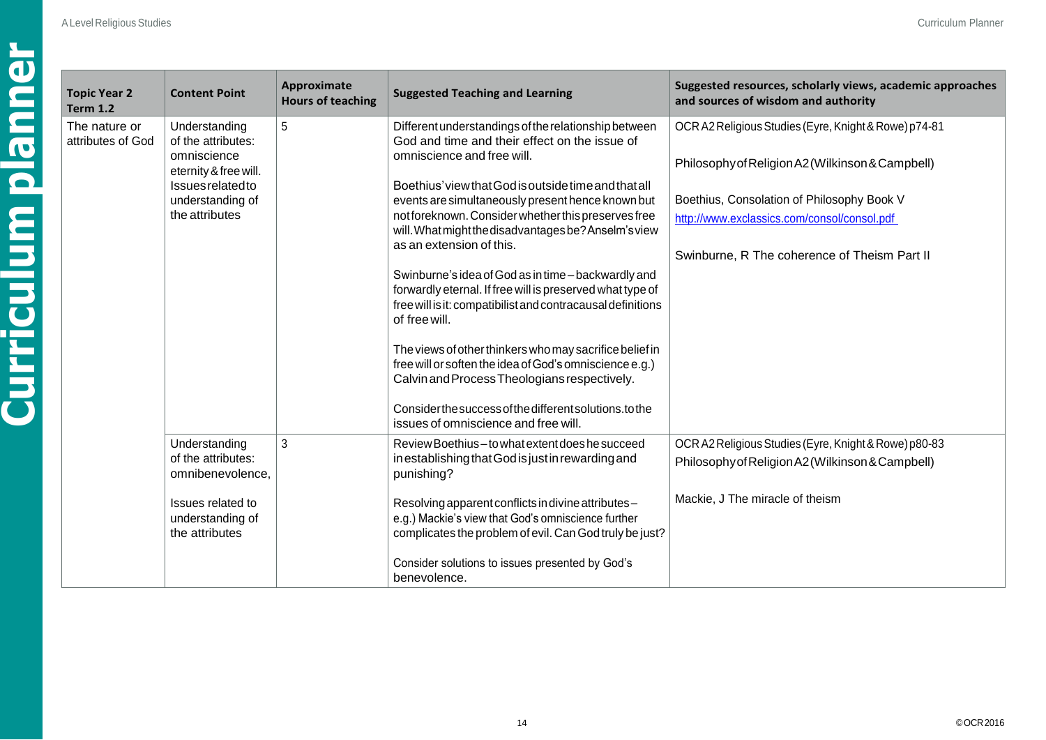| Topic Year 2 Term 1.2 | Content Point | Approximate Hours of teaching | Suggested Teaching and Learning | Suggested resources, scholarly views, academic approaches and sources of wisdom and authority |
|---|---|---|---|---|
| The nature or attributes of God | Understanding of the attributes: omniscience eternity & free will. Issues related to understanding of the attributes | 5 | Different understandings of the relationship between God and time and their effect on the issue of omniscience and free will.<br><br>Boethius' view that God is outside time and that all events are simultaneously present hence known but not foreknown. Consider whether this preserves free will. What might the disadvantages be? Anselm's view as an extension of this.<br><br>Swinburne's idea of God as in time – backwardly and forwardly eternal. If free will is preserved what type of free will is it: compatibilist and contracausal definitions of free will.<br><br>The views of other thinkers who may sacrifice belief in free will or soften the idea of God's omniscience e.g.) Calvin and Process Theologians respectively.<br><br>Consider the success of the different solutions. to the issues of omniscience and free will. | OCR A2 Religious Studies (Eyre, Knight & Rowe) p74-81<br><br>Philosophy of Religion A2 (Wilkinson & Campbell)<br><br>Boethius, Consolation of Philosophy Book V<br>http://www.exclassics.com/consol/consol.pdf<br><br>Swinburne, R The coherence of Theism Part II |
| | Understanding of the attributes: omnibenevolence,<br><br>Issues related to understanding of the attributes | 3 | Review Boethius – to what extent does he succeed in establishing that God is just in rewarding and punishing?<br><br>Resolving apparent conflicts in divine attributes – e.g.) Mackie's view that God's omniscience further complicates the problem of evil. Can God truly be just?<br><br>Consider solutions to issues presented by God's benevolence. | OCR A2 Religious Studies (Eyre, Knight & Rowe) p80-83<br>Philosophy of Religion A2 (Wilkinson & Campbell)<br><br>Mackie, J The miracle of theism |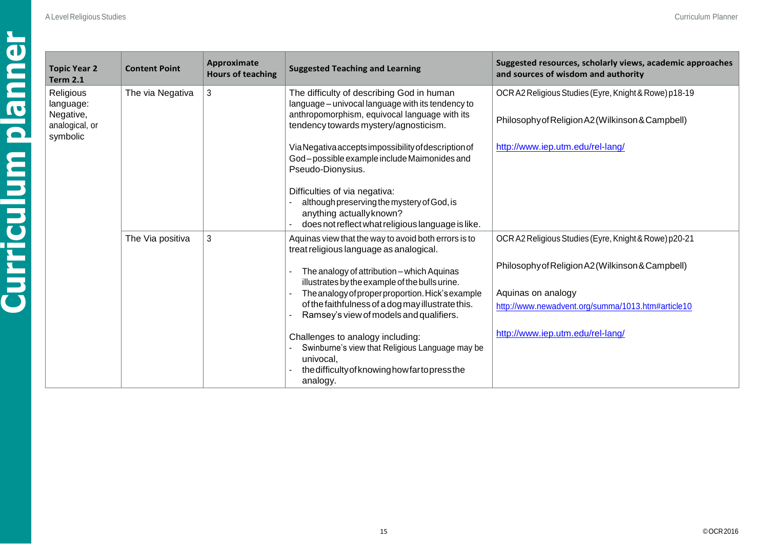| Topic Year 2 Term 2.1 | Content Point | Approximate Hours of teaching | Suggested Teaching and Learning | Suggested resources, scholarly views, academic approaches and sources of wisdom and authority |
|---|---|---|---|---|
| Religious language: Negative, analogical, or symbolic | The via Negativa | 3 | The difficulty of describing God in human language – univocal language with its tendency to anthropomorphism, equivocal language with its tendency towards mystery/agnosticism.<br><br>Via Negativa accepts impossibility of description of God – possible example include Maimonides and Pseudo-Dionysius.<br><br>Difficulties of via negativa:<br>- although preserving the mystery of God, is anything actually known?<br>- does not reflect what religious language is like. | OCR A2 Religious Studies (Eyre, Knight & Rowe) p18-19<br><br>Philosophy of Religion A2 (Wilkinson & Campbell)<br><br>http://www.iep.utm.edu/rel-lang/ |
| | The Via positiva | 3 | Aquinas view that the way to avoid both errors is to treat religious language as analogical.<br><br>- The analogy of attribution – which Aquinas illustrates by the example of the bulls urine.<br>- The analogy of proper proportion. Hick's example of the faithfulness of a dog may illustrate this.<br>- Ramsey's view of models and qualifiers.<br><br>Challenges to analogy including:<br>- Swinburne's view that Religious Language may be univocal,<br>- the difficulty of knowing how far to press the analogy. | OCR A2 Religious Studies (Eyre, Knight & Rowe) p20-21<br><br>Philosophy of Religion A2 (Wilkinson & Campbell)<br><br>Aquinas on analogy<br>http://www.newadvent.org/summa/1013.htm#article10<br><br>http://www.iep.utm.edu/rel-lang/ |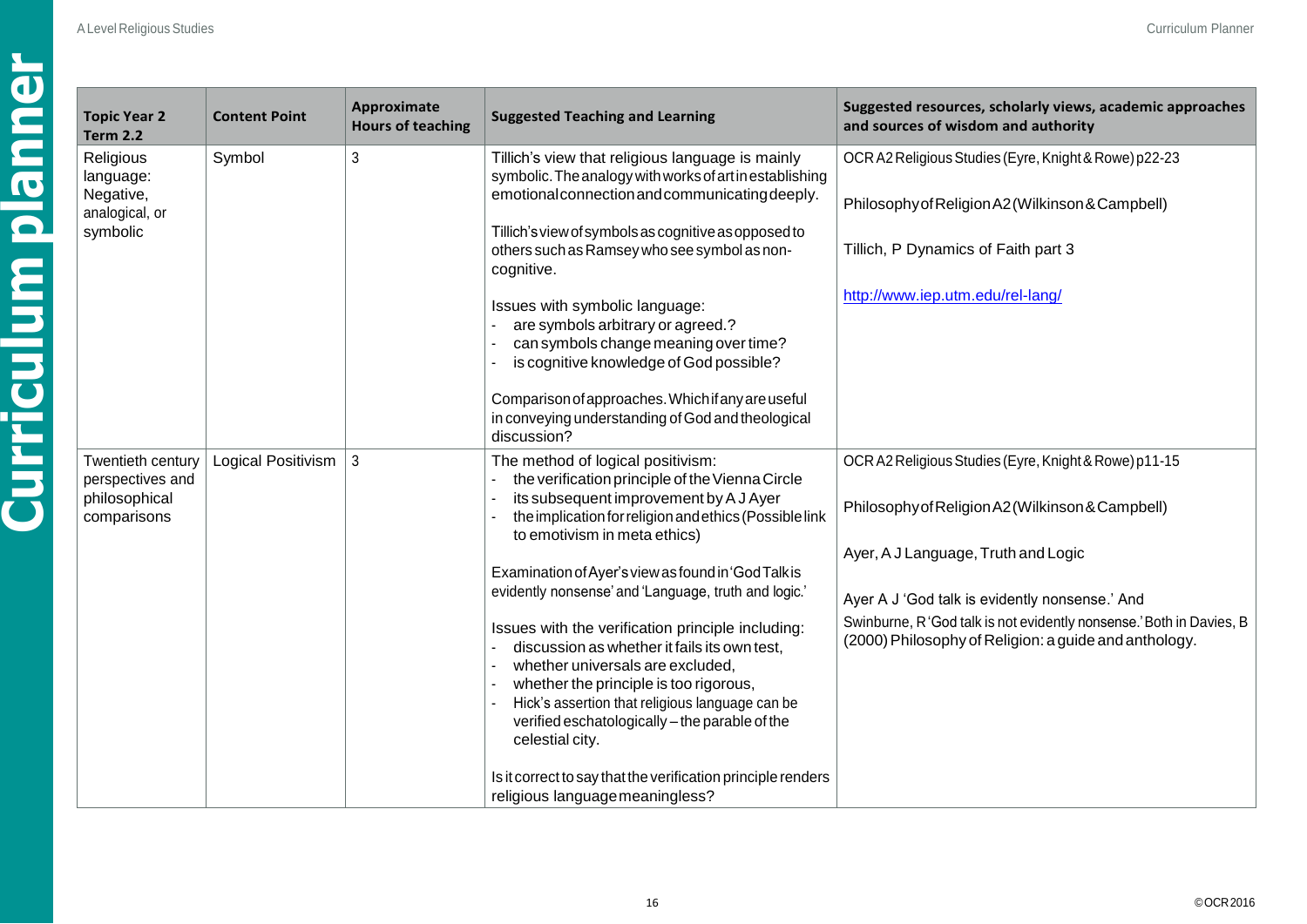| Topic Year 2 Term 2.2 | Content Point | Approximate Hours of teaching | Suggested Teaching and Learning | Suggested resources, scholarly views, academic approaches and sources of wisdom and authority |
|---|---|---|---|---|
| Religious language: Negative, analogical, or symbolic | Symbol | 3 | Tillich's view that religious language is mainly symbolic. The analogy with works of art in establishing emotional connection and communicating deeply.<br><br>Tillich's view of symbols as cognitive as opposed to others such as Ramsey who see symbol as non-cognitive.<br><br>Issues with symbolic language:<br>- are symbols arbitrary or agreed.?<br>- can symbols change meaning over time?<br>- is cognitive knowledge of God possible?<br><br>Comparison of approaches. Which if any are useful in conveying understanding of God and theological discussion? | OCR A2 Religious Studies (Eyre, Knight & Rowe) p22-23<br><br>Philosophy of Religion A2 (Wilkinson & Campbell)<br><br>Tillich, P Dynamics of Faith part 3<br><br>http://www.iep.utm.edu/rel-lang/ |
| Twentieth century perspectives and philosophical comparisons | Logical Positivism | 3 | The method of logical positivism:<br>- the verification principle of the Vienna Circle<br>- its subsequent improvement by A J Ayer<br>- the implication for religion and ethics (Possible link to emotivism in meta ethics)<br><br>Examination of Ayer's view as found in 'God Talk is evidently nonsense' and 'Language, truth and logic.'<br><br>Issues with the verification principle including:<br>- discussion as whether it fails its own test,<br>- whether universals are excluded,<br>- whether the principle is too rigorous,<br>- Hick's assertion that religious language can be verified eschatologically – the parable of the celestial city.<br><br>Is it correct to say that the verification principle renders religious language meaningless? | OCR A2 Religious Studies (Eyre, Knight & Rowe) p11-15<br><br>Philosophy of Religion A2 (Wilkinson & Campbell)<br><br>Ayer, A J Language, Truth and Logic<br><br>Ayer A J 'God talk is evidently nonsense.' And Swinburne, R 'God talk is not evidently nonsense.' Both in Davies, B (2000) Philosophy of Religion: a guide and anthology. |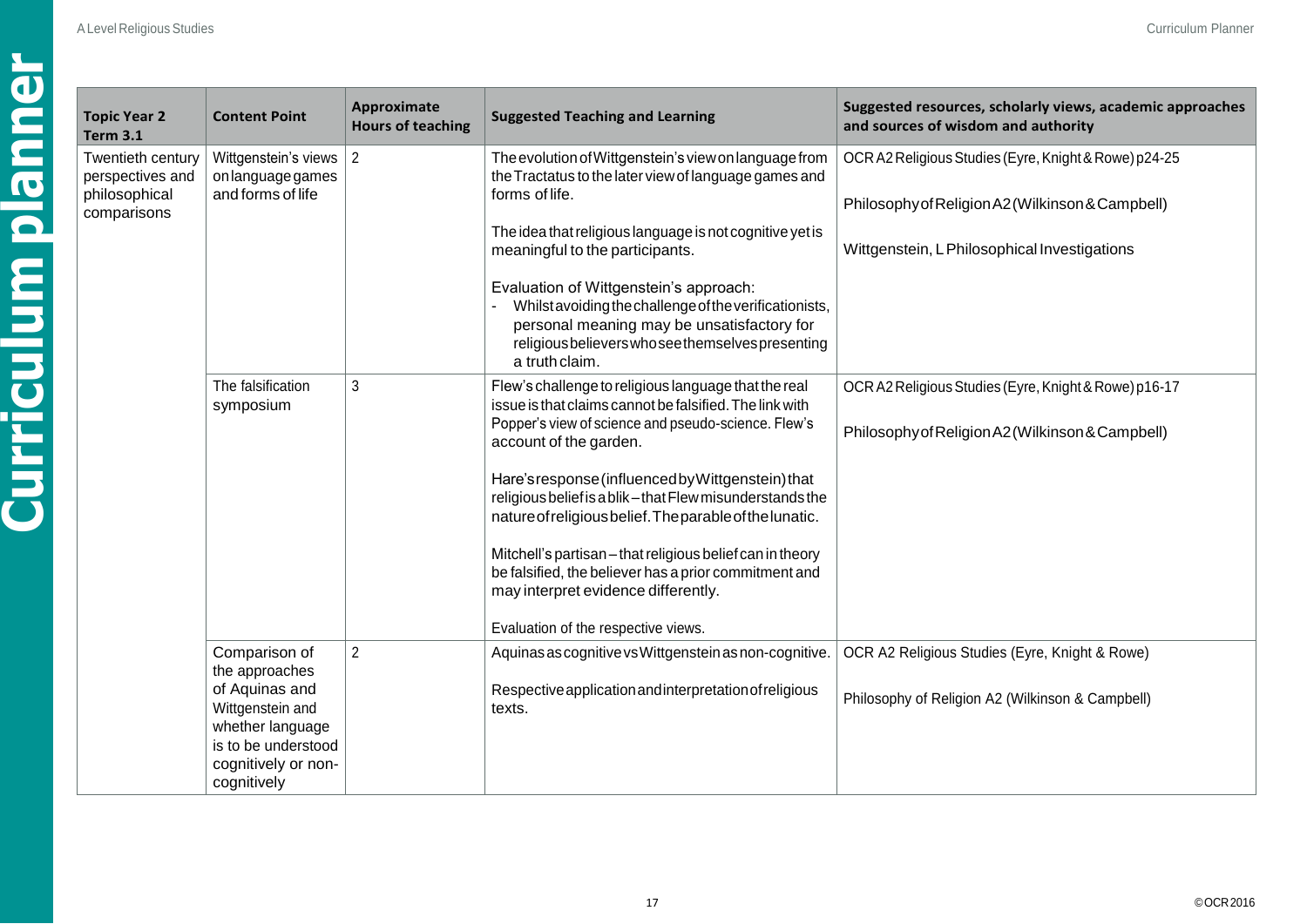| Topic Year 2 Term 3.1 | Content Point | Approximate Hours of teaching | Suggested Teaching and Learning | Suggested resources, scholarly views, academic approaches and sources of wisdom and authority |
|---|---|---|---|---|
| Twentieth century perspectives and philosophical comparisons | Wittgenstein's views on language games and forms of life | 2 | The evolution of Wittgenstein's view on language from the Tractatus to the later view of language games and forms of life.<br><br>The idea that religious language is not cognitive yet is meaningful to the participants.<br><br>Evaluation of Wittgenstein's approach:<br>- Whilst avoiding the challenge of the verificationists, personal meaning may be unsatisfactory for religious believers who see themselves presenting a truth claim. | OCR A2 Religious Studies (Eyre, Knight & Rowe) p24-25<br><br>Philosophy of Religion A2 (Wilkinson & Campbell)<br><br>Wittgenstein, L Philosophical Investigations |
| | The falsification symposium | 3 | Flew's challenge to religious language that the real issue is that claims cannot be falsified. The link with Popper's view of science and pseudo-science. Flew's account of the garden.<br><br>Hare's response (influenced by Wittgenstein) that religious belief is a blik – that Flew misunderstands the nature of religious belief. The parable of the lunatic.<br><br>Mitchell's partisan – that religious belief can in theory be falsified, the believer has a prior commitment and may interpret evidence differently.<br><br>Evaluation of the respective views. | OCR A2 Religious Studies (Eyre, Knight & Rowe) p16-17<br><br>Philosophy of Religion A2 (Wilkinson & Campbell) |
| | Comparison of the approaches of Aquinas and Wittgenstein and whether language is to be understood cognitively or non-cognitively | 2 | Aquinas as cognitive vs Wittgenstein as non-cognitive.<br><br>Respective application and interpretation of religious texts. | OCR A2 Religious Studies (Eyre, Knight & Rowe)<br><br>Philosophy of Religion A2 (Wilkinson & Campbell) |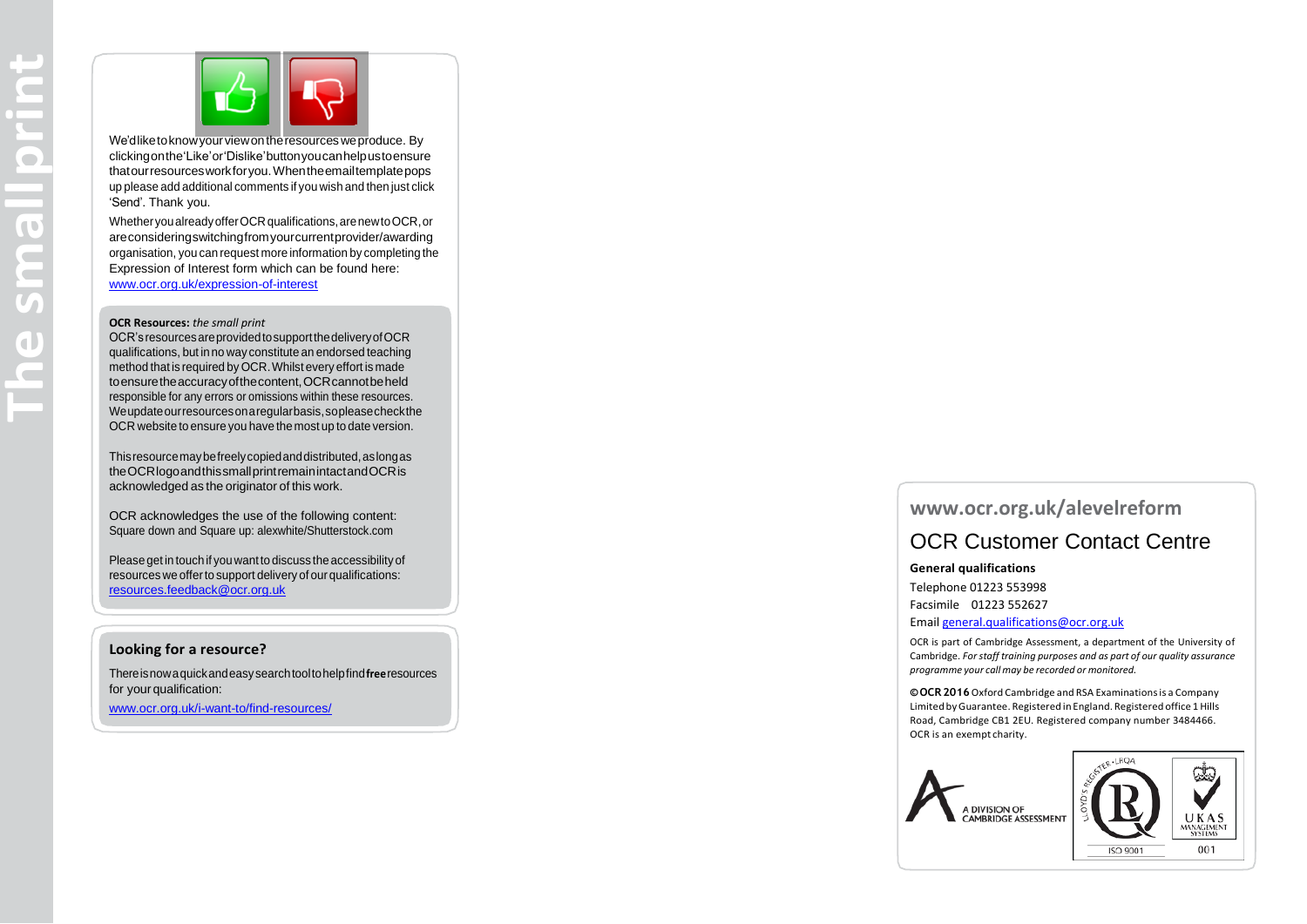# The small print

We'd like to know your view on the resources we produce. By clicking on the 'Like' or 'Dislike' button you can help us to ensure that our resources work for you. When the email template pops up please add additional comments if you wish and then just click 'Send'. Thank you.

Whether you already offer OCR qualifications, are new to OCR, or are considering switching from your current provider/awarding organisation, you can request more information by completing the Expression of Interest form which can be found here: www.ocr.org.uk/expression-of-interest

**OCR Resources:** *the small print*
OCR's resources are provided to support the delivery of OCR qualifications, but in no way constitute an endorsed teaching method that is required by OCR. Whilst every effort is made to ensure the accuracy of the content, OCR cannot be held responsible for any errors or omissions within these resources. We update our resources on a regular basis, so please check the OCR website to ensure you have the most up to date version.

This resource may be freely copied and distributed, as long as the OCR logo and this small print remain intact and OCR is acknowledged as the originator of this work.

OCR acknowledges the use of the following content:
Square down and Square up: alexwhite/Shutterstock.com

Please get in touch if you want to discuss the accessibility of resources we offer to support delivery of our qualifications: resources.feedback@ocr.org.uk

## Looking for a resource?

There is now a quick and easy search tool to help find **free** resources for your qualification:

www.ocr.org.uk/i-want-to/find-resources/

## www.ocr.org.uk/alevelreform

## OCR Customer Contact Centre

**General qualifications**

Telephone 01223 553998
Facsimile 01223 552627
Email general.qualifications@ocr.org.uk

OCR is part of Cambridge Assessment, a department of the University of Cambridge. *For staff training purposes and as part of our quality assurance programme your call may be recorded or monitored.*

**© OCR 2016** Oxford Cambridge and RSA Examinations is a Company Limited by Guarantee. Registered in England. Registered office 1 Hills Road, Cambridge CB1 2EU. Registered company number 3484466. OCR is an exempt charity.

A DIVISION OF CAMBRIDGE ASSESSMENT

ISO 9001

UKAS MANAGEMENT SYSTEMS 001